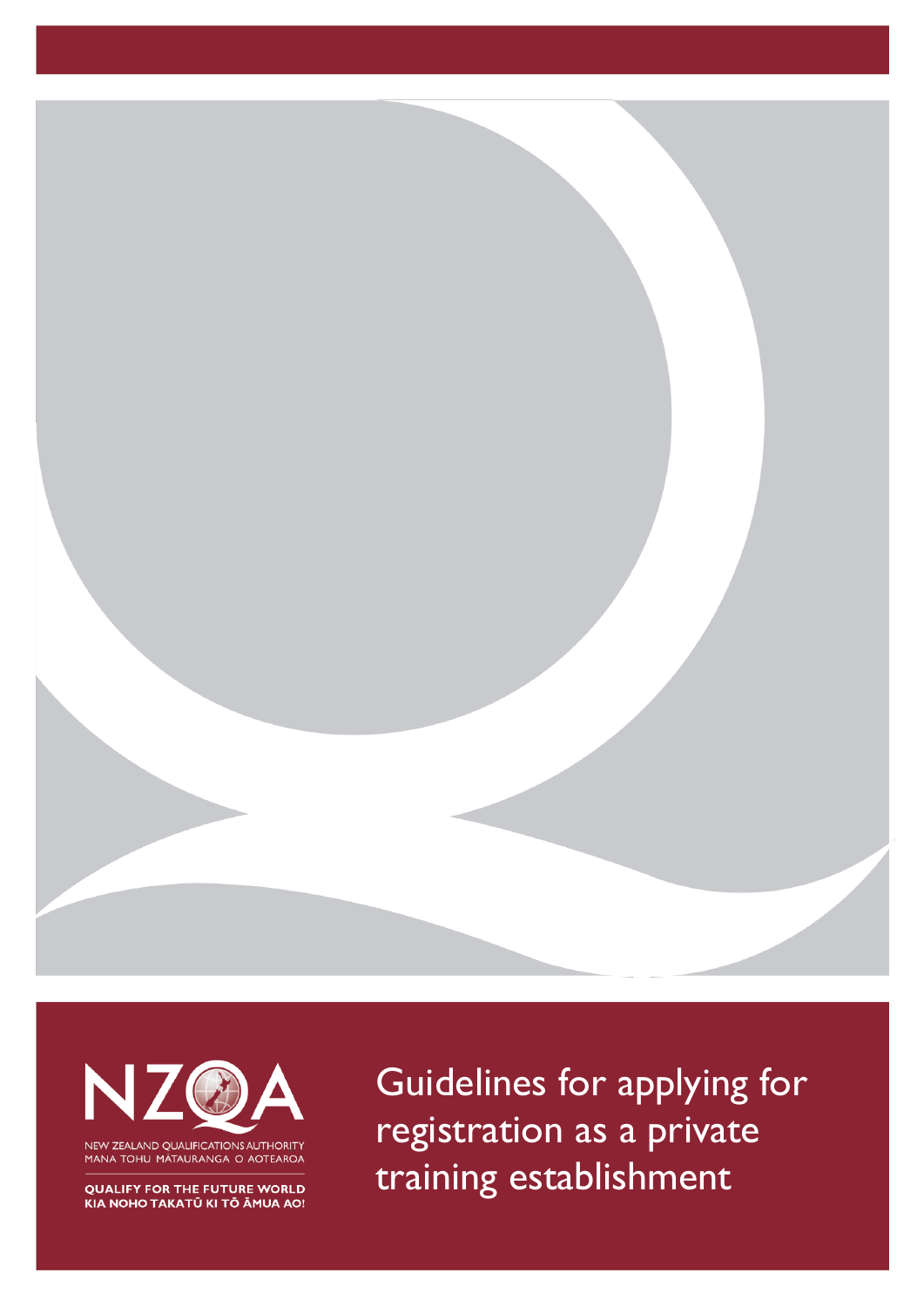NEW ZEALAND QUALIFICATIONS AUTHORITY
MANA TOHU MĀTAURANGA O AOTEAROA

QUALIFY FOR THE FUTURE WORLD
KIA NOHO TAKATŪ KI TŌ ĀMUA AO!

# Guidelines for applying for registration as a private training establishment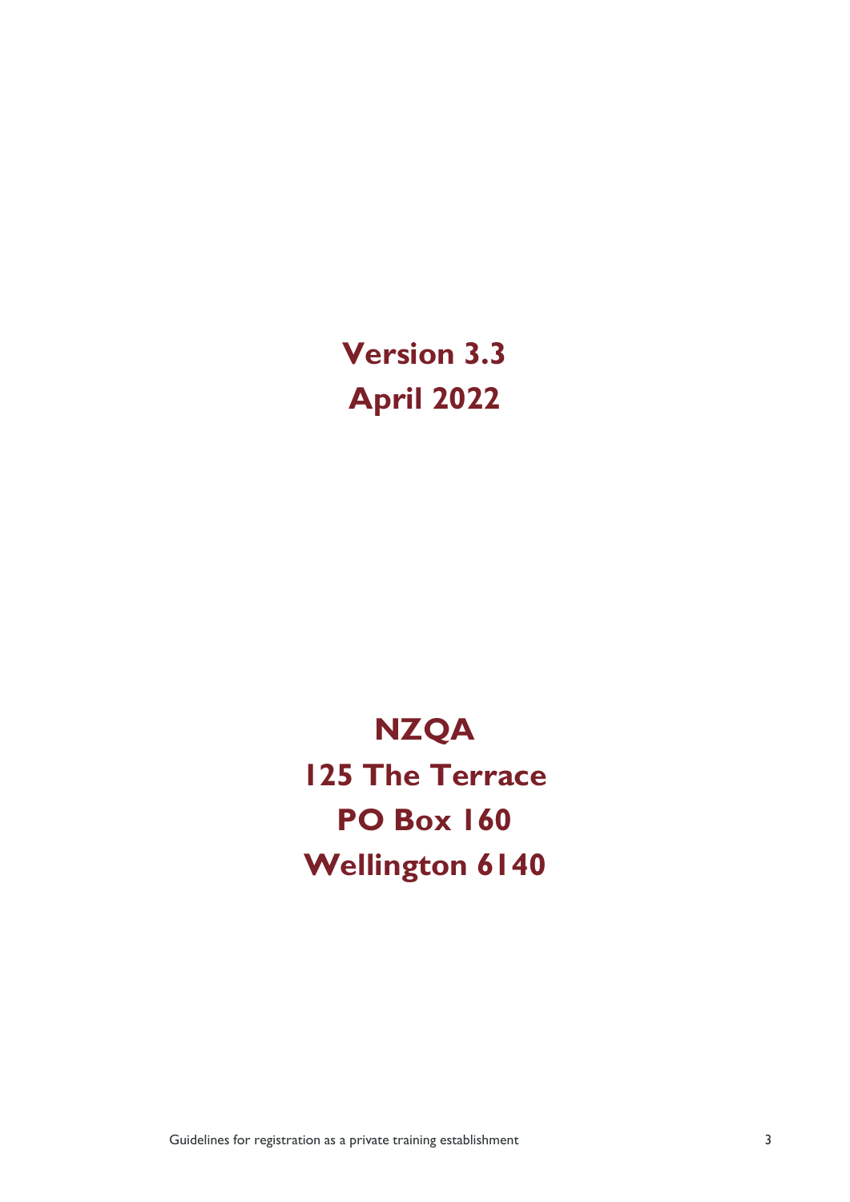**Version 3.3**
**April 2022**

**NZQA**
**125 The Terrace**
**PO Box 160**
**Wellington 6140**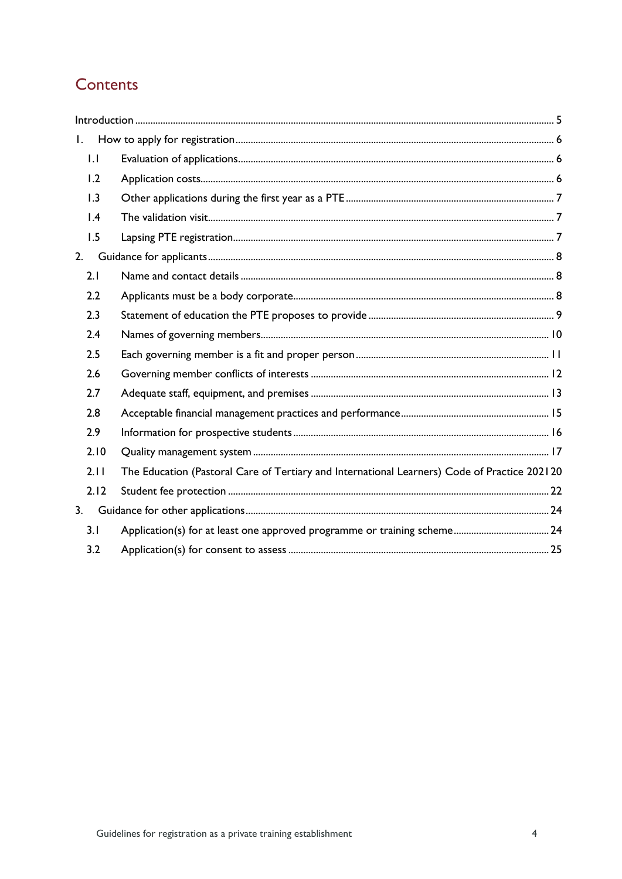# Contents

Introduction ........ 5

1. How to apply for registration ........ 6
   - 1.1 Evaluation of applications ........ 6
   - 1.2 Application costs ........ 6
   - 1.3 Other applications during the first year as a PTE ........ 7
   - 1.4 The validation visit ........ 7
   - 1.5 Lapsing PTE registration ........ 7
2. Guidance for applicants ........ 8
   - 2.1 Name and contact details ........ 8
   - 2.2 Applicants must be a body corporate ........ 8
   - 2.3 Statement of education the PTE proposes to provide ........ 9
   - 2.4 Names of governing members ........ 10
   - 2.5 Each governing member is a fit and proper person ........ 11
   - 2.6 Governing member conflicts of interests ........ 12
   - 2.7 Adequate staff, equipment, and premises ........ 13
   - 2.8 Acceptable financial management practices and performance ........ 15
   - 2.9 Information for prospective students ........ 16
   - 2.10 Quality management system ........ 17
   - 2.11 The Education (Pastoral Care of Tertiary and International Learners) Code of Practice 2021 ........ 20
   - 2.12 Student fee protection ........ 22
3. Guidance for other applications ........ 24
   - 3.1 Application(s) for at least one approved programme or training scheme ........ 24
   - 3.2 Application(s) for consent to assess ........ 25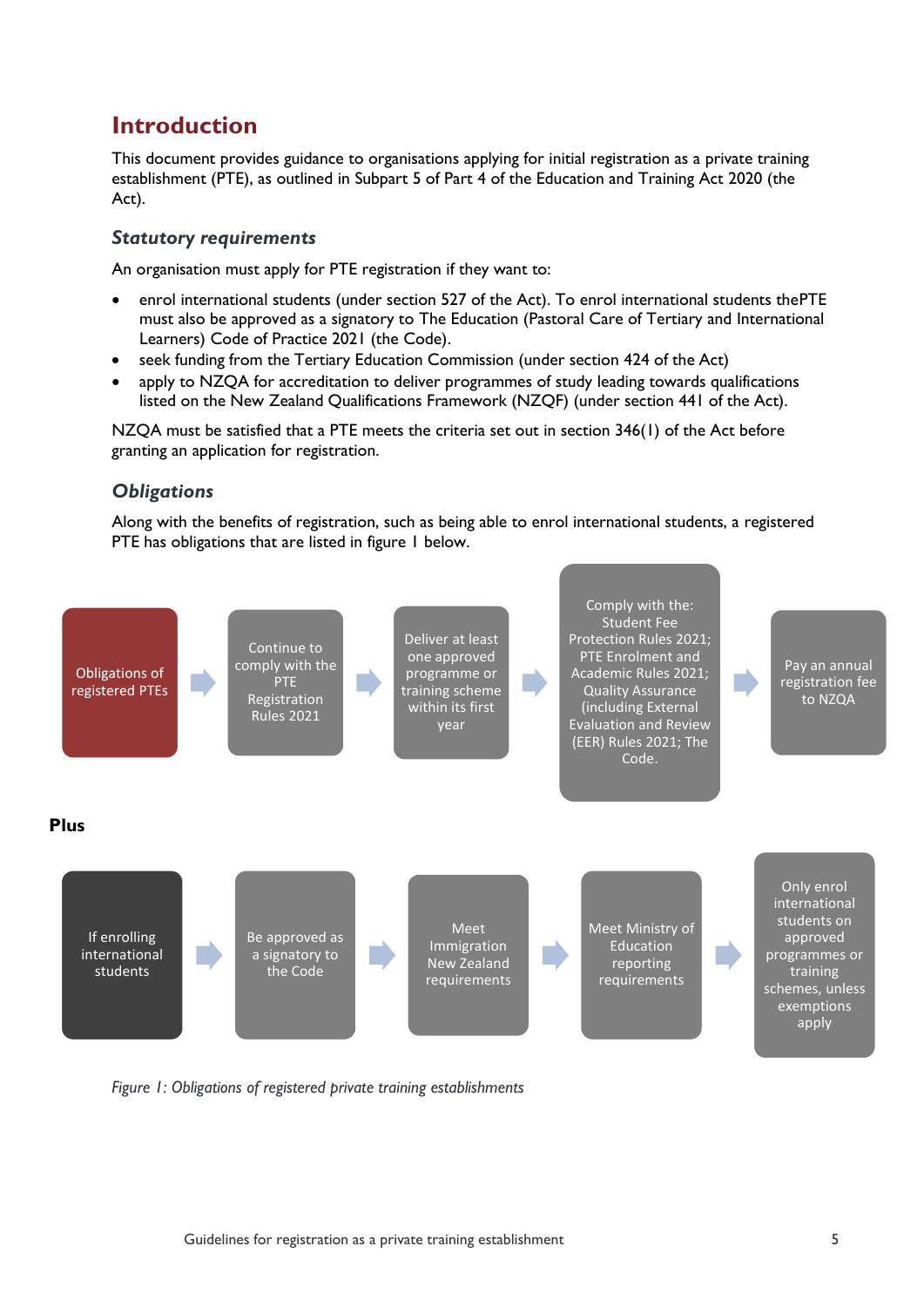# Introduction

This document provides guidance to organisations applying for initial registration as a private training establishment (PTE), as outlined in Subpart 5 of Part 4 of the Education and Training Act 2020 (the Act).

## *Statutory requirements*

An organisation must apply for PTE registration if they want to:

- enrol international students (under section 527 of the Act). To enrol international students thePTE must also be approved as a signatory to The Education (Pastoral Care of Tertiary and International Learners) Code of Practice 2021 (the Code).
- seek funding from the Tertiary Education Commission (under section 424 of the Act)
- apply to NZQA for accreditation to deliver programmes of study leading towards qualifications listed on the New Zealand Qualifications Framework (NZQF) (under section 441 of the Act).

NZQA must be satisfied that a PTE meets the criteria set out in section 346(1) of the Act before granting an application for registration.

## *Obligations*

Along with the benefits of registration, such as being able to enrol international students, a registered PTE has obligations that are listed in figure 1 below.

Obligations of registered PTEs → Continue to comply with the PTE Registration Rules 2021 → Deliver at least one approved programme or training scheme within its first year → Comply with the: Student Fee Protection Rules 2021; PTE Enrolment and Academic Rules 2021; Quality Assurance (including External Evaluation and Review (EER) Rules 2021; The Code. → Pay an annual registration fee to NZQA

**Plus**

If enrolling international students → Be approved as a signatory to the Code → Meet Immigration New Zealand requirements → Meet Ministry of Education reporting requirements → Only enrol international students on approved programmes or training schemes, unless exemptions apply

*Figure 1: Obligations of registered private training establishments*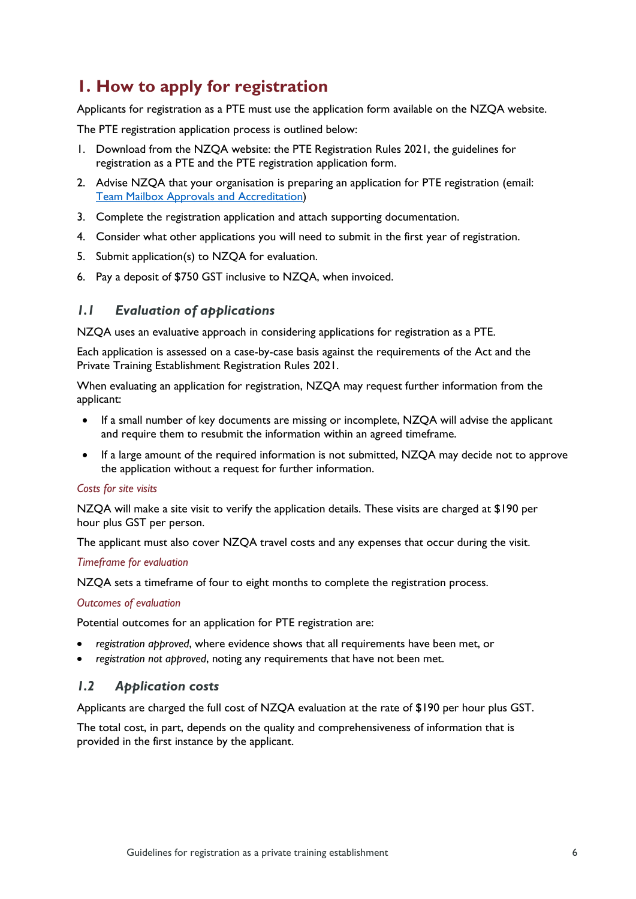# 1. How to apply for registration

Applicants for registration as a PTE must use the application form available on the NZQA website.

The PTE registration application process is outlined below:

1. Download from the NZQA website: the PTE Registration Rules 2021, the guidelines for registration as a PTE and the PTE registration application form.
2. Advise NZQA that your organisation is preparing an application for PTE registration (email: Team Mailbox Approvals and Accreditation)
3. Complete the registration application and attach supporting documentation.
4. Consider what other applications you will need to submit in the first year of registration.
5. Submit application(s) to NZQA for evaluation.
6. Pay a deposit of $750 GST inclusive to NZQA, when invoiced.

## 1.1 *Evaluation of applications*

NZQA uses an evaluative approach in considering applications for registration as a PTE.

Each application is assessed on a case-by-case basis against the requirements of the Act and the Private Training Establishment Registration Rules 2021.

When evaluating an application for registration, NZQA may request further information from the applicant:

- If a small number of key documents are missing or incomplete, NZQA will advise the applicant and require them to resubmit the information within an agreed timeframe.
- If a large amount of the required information is not submitted, NZQA may decide not to approve the application without a request for further information.

*Costs for site visits*

NZQA will make a site visit to verify the application details. These visits are charged at $190 per hour plus GST per person.

The applicant must also cover NZQA travel costs and any expenses that occur during the visit.

*Timeframe for evaluation*

NZQA sets a timeframe of four to eight months to complete the registration process.

*Outcomes of evaluation*

Potential outcomes for an application for PTE registration are:

- *registration approved*, where evidence shows that all requirements have been met, or
- *registration not approved*, noting any requirements that have not been met.

## 1.2 *Application costs*

Applicants are charged the full cost of NZQA evaluation at the rate of $190 per hour plus GST.

The total cost, in part, depends on the quality and comprehensiveness of information that is provided in the first instance by the applicant.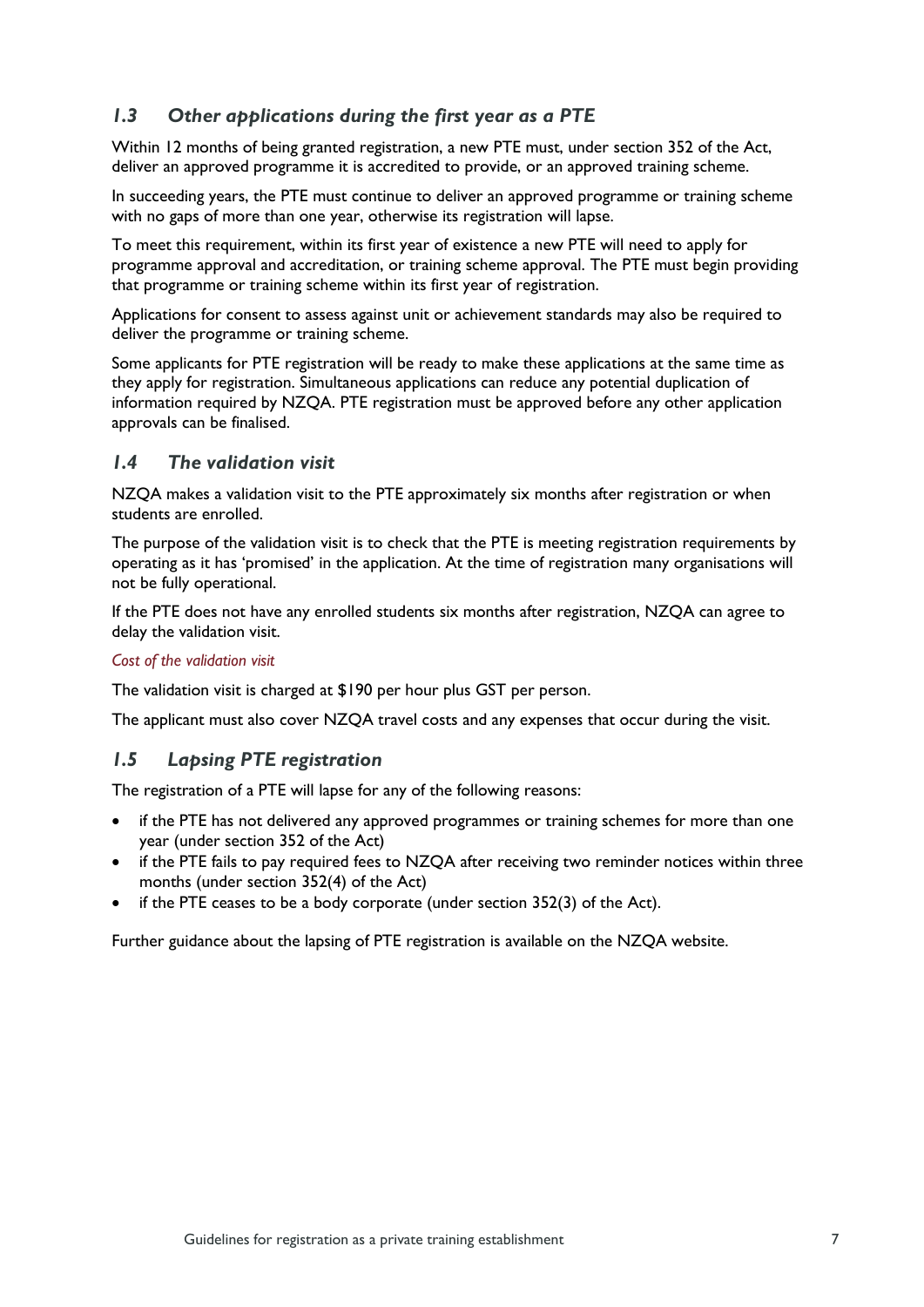## *1.3 Other applications during the first year as a PTE*

Within 12 months of being granted registration, a new PTE must, under section 352 of the Act, deliver an approved programme it is accredited to provide, or an approved training scheme.

In succeeding years, the PTE must continue to deliver an approved programme or training scheme with no gaps of more than one year, otherwise its registration will lapse.

To meet this requirement, within its first year of existence a new PTE will need to apply for programme approval and accreditation, or training scheme approval. The PTE must begin providing that programme or training scheme within its first year of registration.

Applications for consent to assess against unit or achievement standards may also be required to deliver the programme or training scheme.

Some applicants for PTE registration will be ready to make these applications at the same time as they apply for registration. Simultaneous applications can reduce any potential duplication of information required by NZQA. PTE registration must be approved before any other application approvals can be finalised.

## *1.4 The validation visit*

NZQA makes a validation visit to the PTE approximately six months after registration or when students are enrolled.

The purpose of the validation visit is to check that the PTE is meeting registration requirements by operating as it has 'promised' in the application. At the time of registration many organisations will not be fully operational.

If the PTE does not have any enrolled students six months after registration, NZQA can agree to delay the validation visit.

*Cost of the validation visit*

The validation visit is charged at $190 per hour plus GST per person.

The applicant must also cover NZQA travel costs and any expenses that occur during the visit.

## *1.5 Lapsing PTE registration*

The registration of a PTE will lapse for any of the following reasons:

- if the PTE has not delivered any approved programmes or training schemes for more than one year (under section 352 of the Act)
- if the PTE fails to pay required fees to NZQA after receiving two reminder notices within three months (under section 352(4) of the Act)
- if the PTE ceases to be a body corporate (under section 352(3) of the Act).

Further guidance about the lapsing of PTE registration is available on the NZQA website.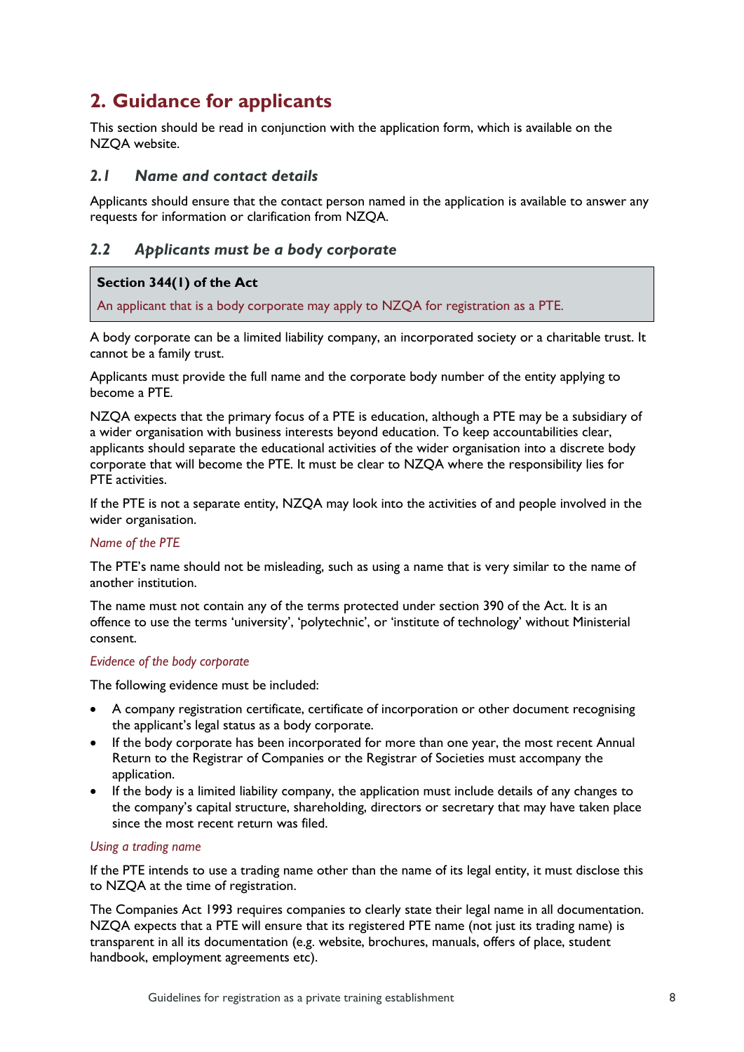# 2. Guidance for applicants

This section should be read in conjunction with the application form, which is available on the NZQA website.

## *2.1 Name and contact details*

Applicants should ensure that the contact person named in the application is available to answer any requests for information or clarification from NZQA.

## *2.2 Applicants must be a body corporate*

> **Section 344(1) of the Act**
>
> An applicant that is a body corporate may apply to NZQA for registration as a PTE.

A body corporate can be a limited liability company, an incorporated society or a charitable trust. It cannot be a family trust.

Applicants must provide the full name and the corporate body number of the entity applying to become a PTE.

NZQA expects that the primary focus of a PTE is education, although a PTE may be a subsidiary of a wider organisation with business interests beyond education. To keep accountabilities clear, applicants should separate the educational activities of the wider organisation into a discrete body corporate that will become the PTE. It must be clear to NZQA where the responsibility lies for PTE activities.

If the PTE is not a separate entity, NZQA may look into the activities of and people involved in the wider organisation.

*Name of the PTE*

The PTE's name should not be misleading, such as using a name that is very similar to the name of another institution.

The name must not contain any of the terms protected under section 390 of the Act. It is an offence to use the terms 'university', 'polytechnic', or 'institute of technology' without Ministerial consent.

*Evidence of the body corporate*

The following evidence must be included:

- A company registration certificate, certificate of incorporation or other document recognising the applicant's legal status as a body corporate.
- If the body corporate has been incorporated for more than one year, the most recent Annual Return to the Registrar of Companies or the Registrar of Societies must accompany the application.
- If the body is a limited liability company, the application must include details of any changes to the company's capital structure, shareholding, directors or secretary that may have taken place since the most recent return was filed.

*Using a trading name*

If the PTE intends to use a trading name other than the name of its legal entity, it must disclose this to NZQA at the time of registration.

The Companies Act 1993 requires companies to clearly state their legal name in all documentation. NZQA expects that a PTE will ensure that its registered PTE name (not just its trading name) is transparent in all its documentation (e.g. website, brochures, manuals, offers of place, student handbook, employment agreements etc).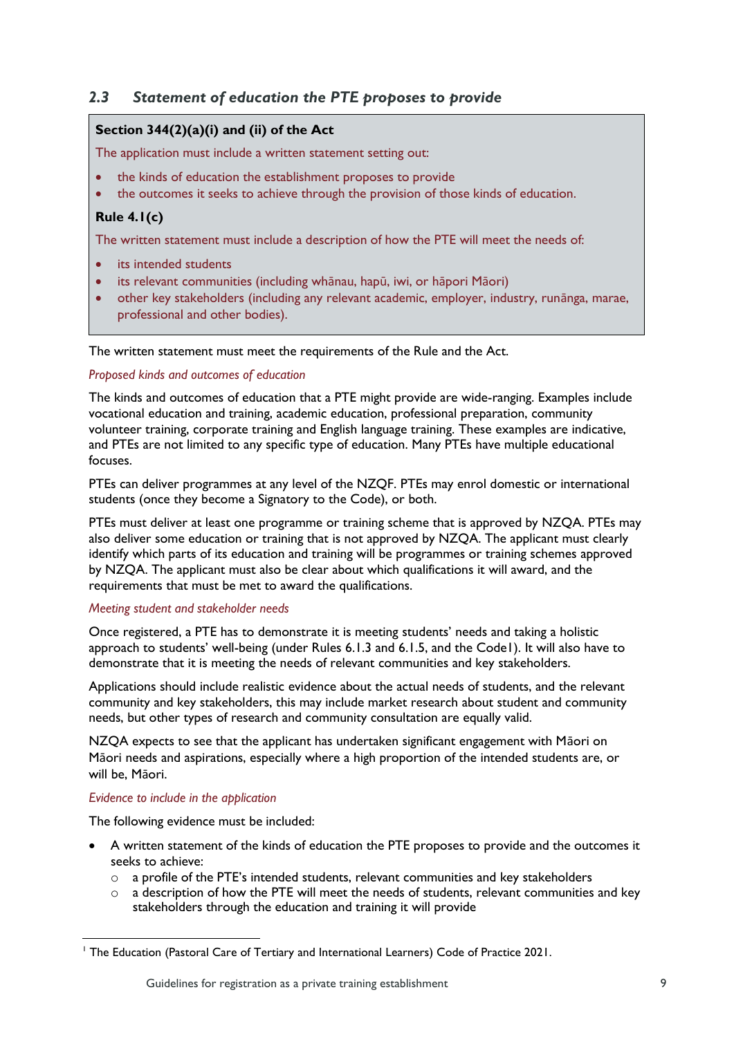## 2.3 *Statement of education the PTE proposes to provide*

**Section 344(2)(a)(i) and (ii) of the Act**

The application must include a written statement setting out:

- the kinds of education the establishment proposes to provide
- the outcomes it seeks to achieve through the provision of those kinds of education.

**Rule 4.1(c)**

The written statement must include a description of how the PTE will meet the needs of:

- its intended students
- its relevant communities (including whānau, hapū, iwi, or hāpori Māori)
- other key stakeholders (including any relevant academic, employer, industry, rūnanga, marae, professional and other bodies).

The written statement must meet the requirements of the Rule and the Act.

*Proposed kinds and outcomes of education*

The kinds and outcomes of education that a PTE might provide are wide-ranging. Examples include vocational education and training, academic education, professional preparation, community volunteer training, corporate training and English language training. These examples are indicative, and PTEs are not limited to any specific type of education. Many PTEs have multiple educational focuses.

PTEs can deliver programmes at any level of the NZQF. PTEs may enrol domestic or international students (once they become a Signatory to the Code), or both.

PTEs must deliver at least one programme or training scheme that is approved by NZQA. PTEs may also deliver some education or training that is not approved by NZQA. The applicant must clearly identify which parts of its education and training will be programmes or training schemes approved by NZQA. The applicant must also be clear about which qualifications it will award, and the requirements that must be met to award the qualifications.

*Meeting student and stakeholder needs*

Once registered, a PTE has to demonstrate it is meeting students' needs and taking a holistic approach to students' well-being (under Rules 6.1.3 and 6.1.5, and the Code[1]). It will also have to demonstrate that it is meeting the needs of relevant communities and key stakeholders.

Applications should include realistic evidence about the actual needs of students, and the relevant community and key stakeholders, this may include market research about student and community needs, but other types of research and community consultation are equally valid.

NZQA expects to see that the applicant has undertaken significant engagement with Māori on Māori needs and aspirations, especially where a high proportion of the intended students are, or will be, Māori.

*Evidence to include in the application*

The following evidence must be included:

- A written statement of the kinds of education the PTE proposes to provide and the outcomes it seeks to achieve:
  - a profile of the PTE's intended students, relevant communities and key stakeholders
  - a description of how the PTE will meet the needs of students, relevant communities and key stakeholders through the education and training it will provide

[1] The Education (Pastoral Care of Tertiary and International Learners) Code of Practice 2021.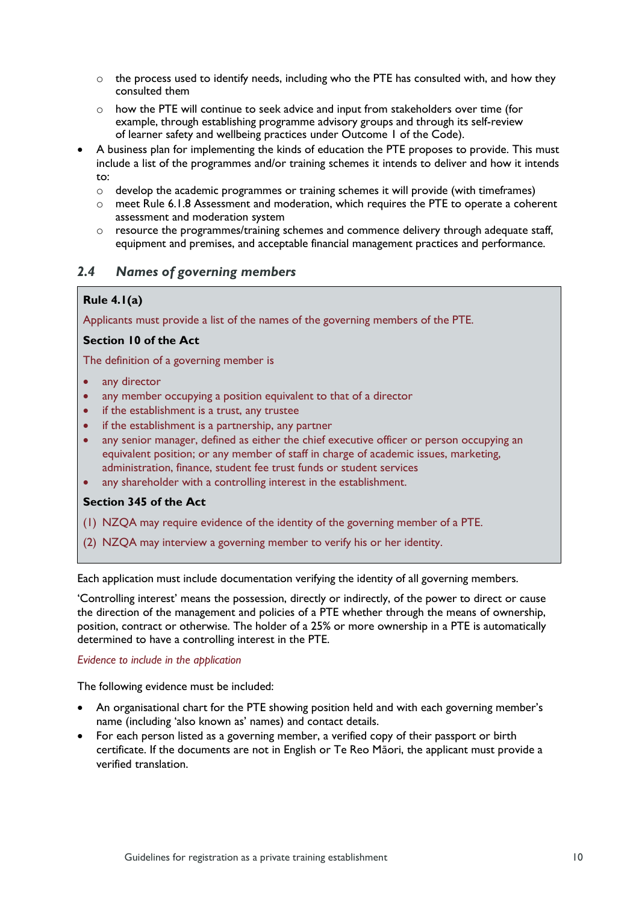- the process used to identify needs, including who the PTE has consulted with, and how they consulted them
  - how the PTE will continue to seek advice and input from stakeholders over time (for example, through establishing programme advisory groups and through its self-review of learner safety and wellbeing practices under Outcome 1 of the Code).
- A business plan for implementing the kinds of education the PTE proposes to provide. This must include a list of the programmes and/or training schemes it intends to deliver and how it intends to:
  - develop the academic programmes or training schemes it will provide (with timeframes)
  - meet Rule 6.1.8 Assessment and moderation, which requires the PTE to operate a coherent assessment and moderation system
  - resource the programmes/training schemes and commence delivery through adequate staff, equipment and premises, and acceptable financial management practices and performance.

## 2.4 *Names of governing members*

**Rule 4.1(a)**

Applicants must provide a list of the names of the governing members of the PTE.

**Section 10 of the Act**

The definition of a governing member is

- any director
- any member occupying a position equivalent to that of a director
- if the establishment is a trust, any trustee
- if the establishment is a partnership, any partner
- any senior manager, defined as either the chief executive officer or person occupying an equivalent position; or any member of staff in charge of academic issues, marketing, administration, finance, student fee trust funds or student services
- any shareholder with a controlling interest in the establishment.

**Section 345 of the Act**

(1) NZQA may require evidence of the identity of the governing member of a PTE.

(2) NZQA may interview a governing member to verify his or her identity.

Each application must include documentation verifying the identity of all governing members.

'Controlling interest' means the possession, directly or indirectly, of the power to direct or cause the direction of the management and policies of a PTE whether through the means of ownership, position, contract or otherwise. The holder of a 25% or more ownership in a PTE is automatically determined to have a controlling interest in the PTE.

*Evidence to include in the application*

The following evidence must be included:

- An organisational chart for the PTE showing position held and with each governing member's name (including 'also known as' names) and contact details.
- For each person listed as a governing member, a verified copy of their passport or birth certificate. If the documents are not in English or Te Reo Māori, the applicant must provide a verified translation.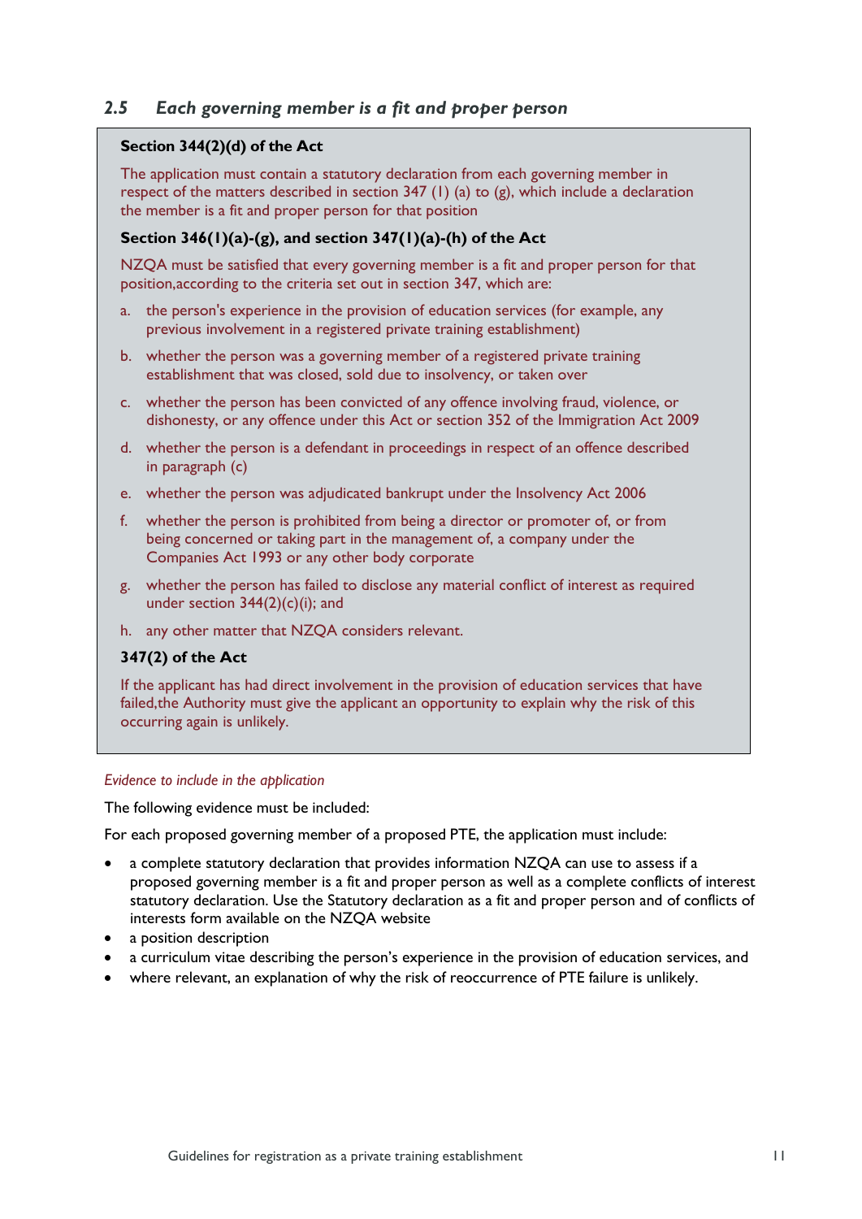## *2.5 Each governing member is a fit and proper person*

**Section 344(2)(d) of the Act**

The application must contain a statutory declaration from each governing member in respect of the matters described in section 347 (1) (a) to (g), which include a declaration the member is a fit and proper person for that position

**Section 346(1)(a)-(g), and section 347(1)(a)-(h) of the Act**

NZQA must be satisfied that every governing member is a fit and proper person for that position,according to the criteria set out in section 347, which are:

a. the person's experience in the provision of education services (for example, any previous involvement in a registered private training establishment)
b. whether the person was a governing member of a registered private training establishment that was closed, sold due to insolvency, or taken over
c. whether the person has been convicted of any offence involving fraud, violence, or dishonesty, or any offence under this Act or section 352 of the Immigration Act 2009
d. whether the person is a defendant in proceedings in respect of an offence described in paragraph (c)
e. whether the person was adjudicated bankrupt under the Insolvency Act 2006
f. whether the person is prohibited from being a director or promoter of, or from being concerned or taking part in the management of, a company under the Companies Act 1993 or any other body corporate
g. whether the person has failed to disclose any material conflict of interest as required under section 344(2)(c)(i); and
h. any other matter that NZQA considers relevant.

**347(2) of the Act**

If the applicant has had direct involvement in the provision of education services that have failed,the Authority must give the applicant an opportunity to explain why the risk of this occurring again is unlikely.

*Evidence to include in the application*

The following evidence must be included:

For each proposed governing member of a proposed PTE, the application must include:

- a complete statutory declaration that provides information NZQA can use to assess if a proposed governing member is a fit and proper person as well as a complete conflicts of interest statutory declaration. Use the Statutory declaration as a fit and proper person and of conflicts of interests form available on the NZQA website
- a position description
- a curriculum vitae describing the person's experience in the provision of education services, and
- where relevant, an explanation of why the risk of reoccurrence of PTE failure is unlikely.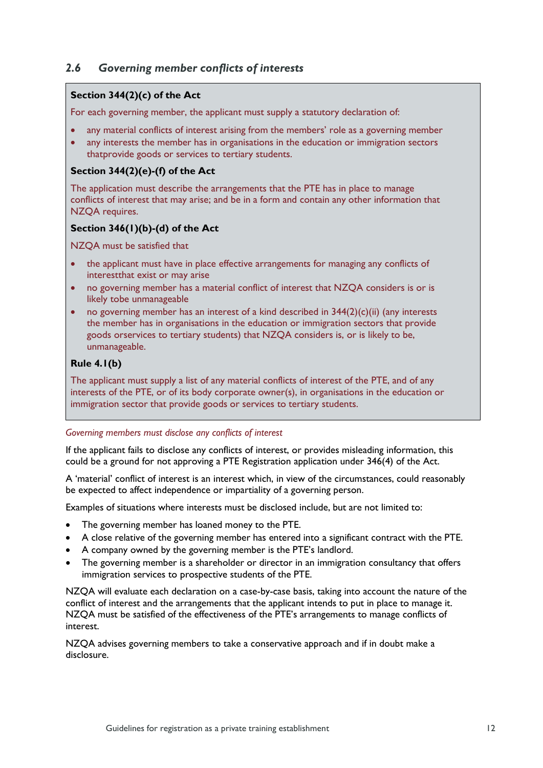## 2.6 *Governing member conflicts of interests*

**Section 344(2)(c) of the Act**

For each governing member, the applicant must supply a statutory declaration of:

- any material conflicts of interest arising from the members' role as a governing member
- any interests the member has in organisations in the education or immigration sectors thatprovide goods or services to tertiary students.

**Section 344(2)(e)-(f) of the Act**

The application must describe the arrangements that the PTE has in place to manage conflicts of interest that may arise; and be in a form and contain any other information that NZQA requires.

**Section 346(1)(b)-(d) of the Act**

NZQA must be satisfied that

- the applicant must have in place effective arrangements for managing any conflicts of interestthat exist or may arise
- no governing member has a material conflict of interest that NZQA considers is or is likely tobe unmanageable
- no governing member has an interest of a kind described in 344(2)(c)(ii) (any interests the member has in organisations in the education or immigration sectors that provide goods orservices to tertiary students) that NZQA considers is, or is likely to be, unmanageable.

**Rule 4.1(b)**

The applicant must supply a list of any material conflicts of interest of the PTE, and of any interests of the PTE, or of its body corporate owner(s), in organisations in the education or immigration sector that provide goods or services to tertiary students.

*Governing members must disclose any conflicts of interest*

If the applicant fails to disclose any conflicts of interest, or provides misleading information, this could be a ground for not approving a PTE Registration application under 346(4) of the Act.

A 'material' conflict of interest is an interest which, in view of the circumstances, could reasonably be expected to affect independence or impartiality of a governing person.

Examples of situations where interests must be disclosed include, but are not limited to:

- The governing member has loaned money to the PTE.
- A close relative of the governing member has entered into a significant contract with the PTE.
- A company owned by the governing member is the PTE's landlord.
- The governing member is a shareholder or director in an immigration consultancy that offers immigration services to prospective students of the PTE.

NZQA will evaluate each declaration on a case-by-case basis, taking into account the nature of the conflict of interest and the arrangements that the applicant intends to put in place to manage it. NZQA must be satisfied of the effectiveness of the PTE's arrangements to manage conflicts of interest.

NZQA advises governing members to take a conservative approach and if in doubt make a disclosure.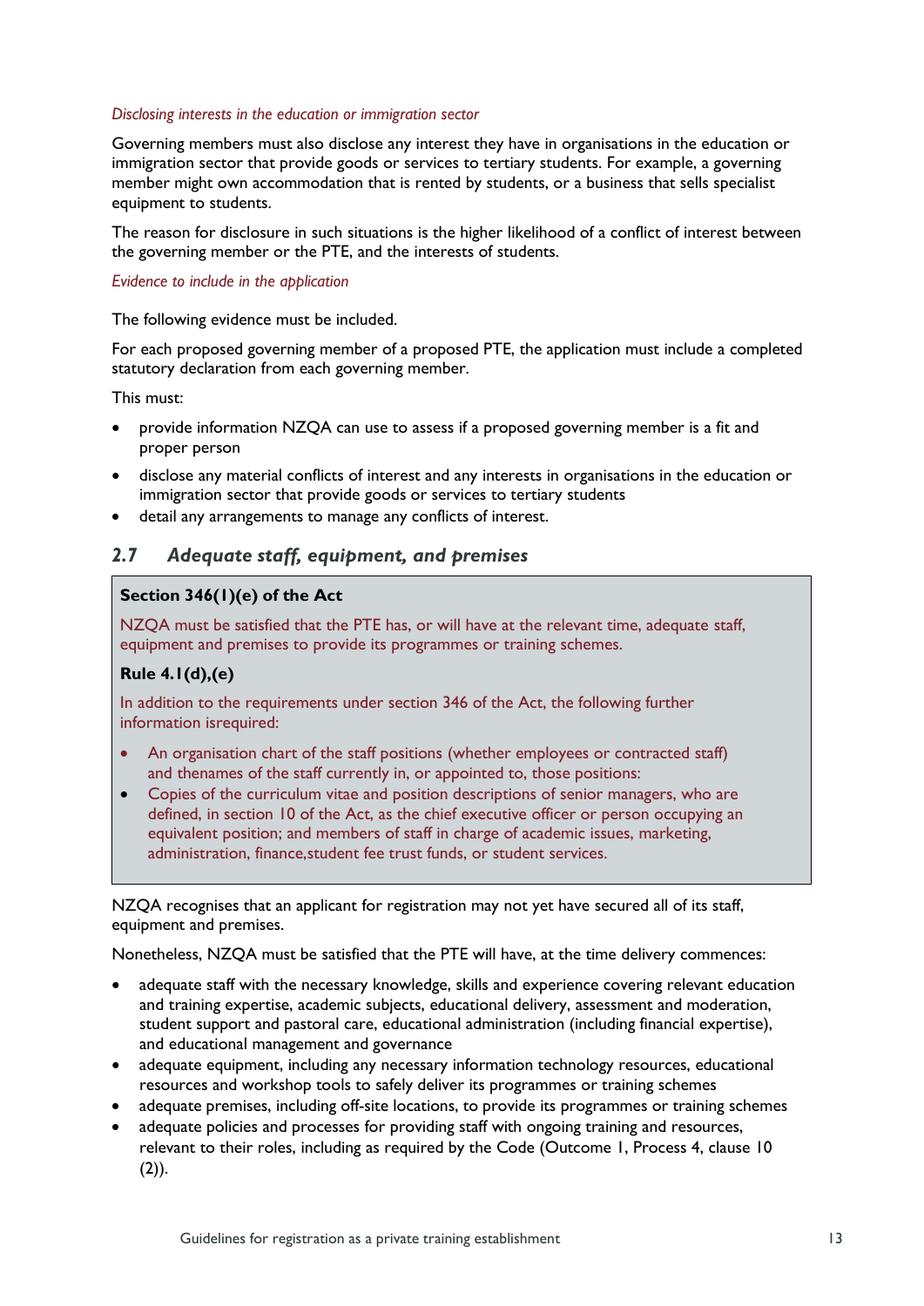*Disclosing interests in the education or immigration sector*

Governing members must also disclose any interest they have in organisations in the education or immigration sector that provide goods or services to tertiary students. For example, a governing member might own accommodation that is rented by students, or a business that sells specialist equipment to students.

The reason for disclosure in such situations is the higher likelihood of a conflict of interest between the governing member or the PTE, and the interests of students.

*Evidence to include in the application*

The following evidence must be included.

For each proposed governing member of a proposed PTE, the application must include a completed statutory declaration from each governing member.

This must:

- provide information NZQA can use to assess if a proposed governing member is a fit and proper person
- disclose any material conflicts of interest and any interests in organisations in the education or immigration sector that provide goods or services to tertiary students
- detail any arrangements to manage any conflicts of interest.

## 2.7 *Adequate staff, equipment, and premises*

**Section 346(1)(e) of the Act**

NZQA must be satisfied that the PTE has, or will have at the relevant time, adequate staff, equipment and premises to provide its programmes or training schemes.

**Rule 4.1(d),(e)**

In addition to the requirements under section 346 of the Act, the following further information isrequired:

- An organisation chart of the staff positions (whether employees or contracted staff) and thenames of the staff currently in, or appointed to, those positions:
- Copies of the curriculum vitae and position descriptions of senior managers, who are defined, in section 10 of the Act, as the chief executive officer or person occupying an equivalent position; and members of staff in charge of academic issues, marketing, administration, finance,student fee trust funds, or student services.

NZQA recognises that an applicant for registration may not yet have secured all of its staff, equipment and premises.

Nonetheless, NZQA must be satisfied that the PTE will have, at the time delivery commences:

- adequate staff with the necessary knowledge, skills and experience covering relevant education and training expertise, academic subjects, educational delivery, assessment and moderation, student support and pastoral care, educational administration (including financial expertise), and educational management and governance
- adequate equipment, including any necessary information technology resources, educational resources and workshop tools to safely deliver its programmes or training schemes
- adequate premises, including off-site locations, to provide its programmes or training schemes
- adequate policies and processes for providing staff with ongoing training and resources, relevant to their roles, including as required by the Code (Outcome 1, Process 4, clause 10 (2)).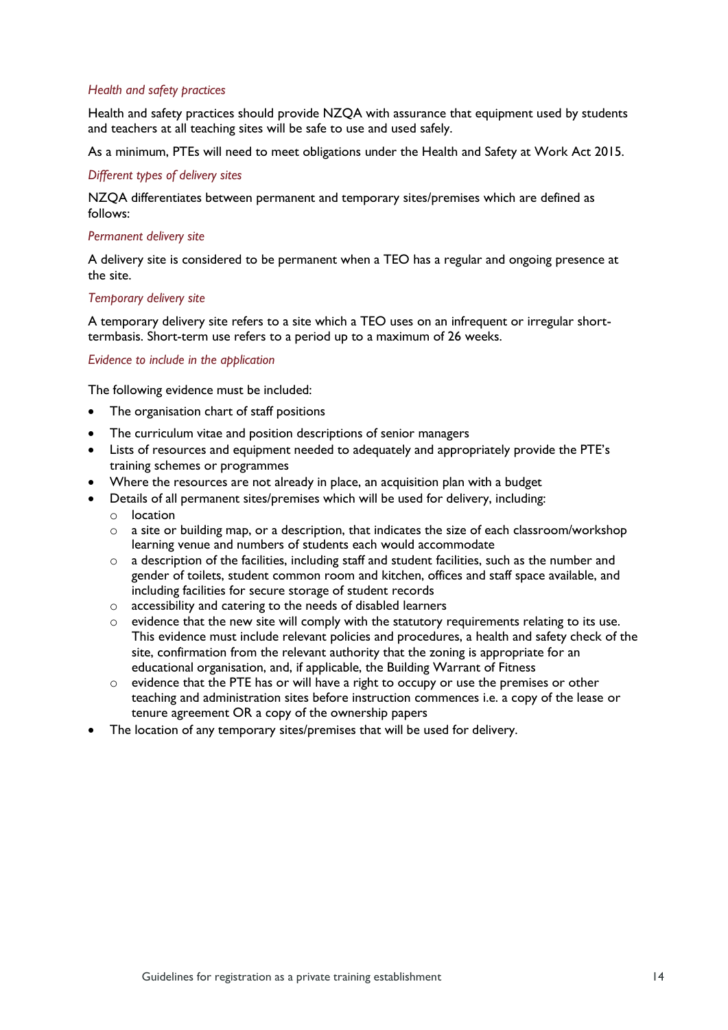*Health and safety practices*

Health and safety practices should provide NZQA with assurance that equipment used by students and teachers at all teaching sites will be safe to use and used safely.

As a minimum, PTEs will need to meet obligations under the Health and Safety at Work Act 2015.

*Different types of delivery sites*

NZQA differentiates between permanent and temporary sites/premises which are defined as follows:

*Permanent delivery site*

A delivery site is considered to be permanent when a TEO has a regular and ongoing presence at the site.

*Temporary delivery site*

A temporary delivery site refers to a site which a TEO uses on an infrequent or irregular short-termbasis. Short-term use refers to a period up to a maximum of 26 weeks.

*Evidence to include in the application*

The following evidence must be included:

- The organisation chart of staff positions
- The curriculum vitae and position descriptions of senior managers
- Lists of resources and equipment needed to adequately and appropriately provide the PTE's training schemes or programmes
- Where the resources are not already in place, an acquisition plan with a budget
- Details of all permanent sites/premises which will be used for delivery, including:
    - location
    - a site or building map, or a description, that indicates the size of each classroom/workshop learning venue and numbers of students each would accommodate
    - a description of the facilities, including staff and student facilities, such as the number and gender of toilets, student common room and kitchen, offices and staff space available, and including facilities for secure storage of student records
    - accessibility and catering to the needs of disabled learners
    - evidence that the new site will comply with the statutory requirements relating to its use. This evidence must include relevant policies and procedures, a health and safety check of the site, confirmation from the relevant authority that the zoning is appropriate for an educational organisation, and, if applicable, the Building Warrant of Fitness
    - evidence that the PTE has or will have a right to occupy or use the premises or other teaching and administration sites before instruction commences i.e. a copy of the lease or tenure agreement OR a copy of the ownership papers
- The location of any temporary sites/premises that will be used for delivery.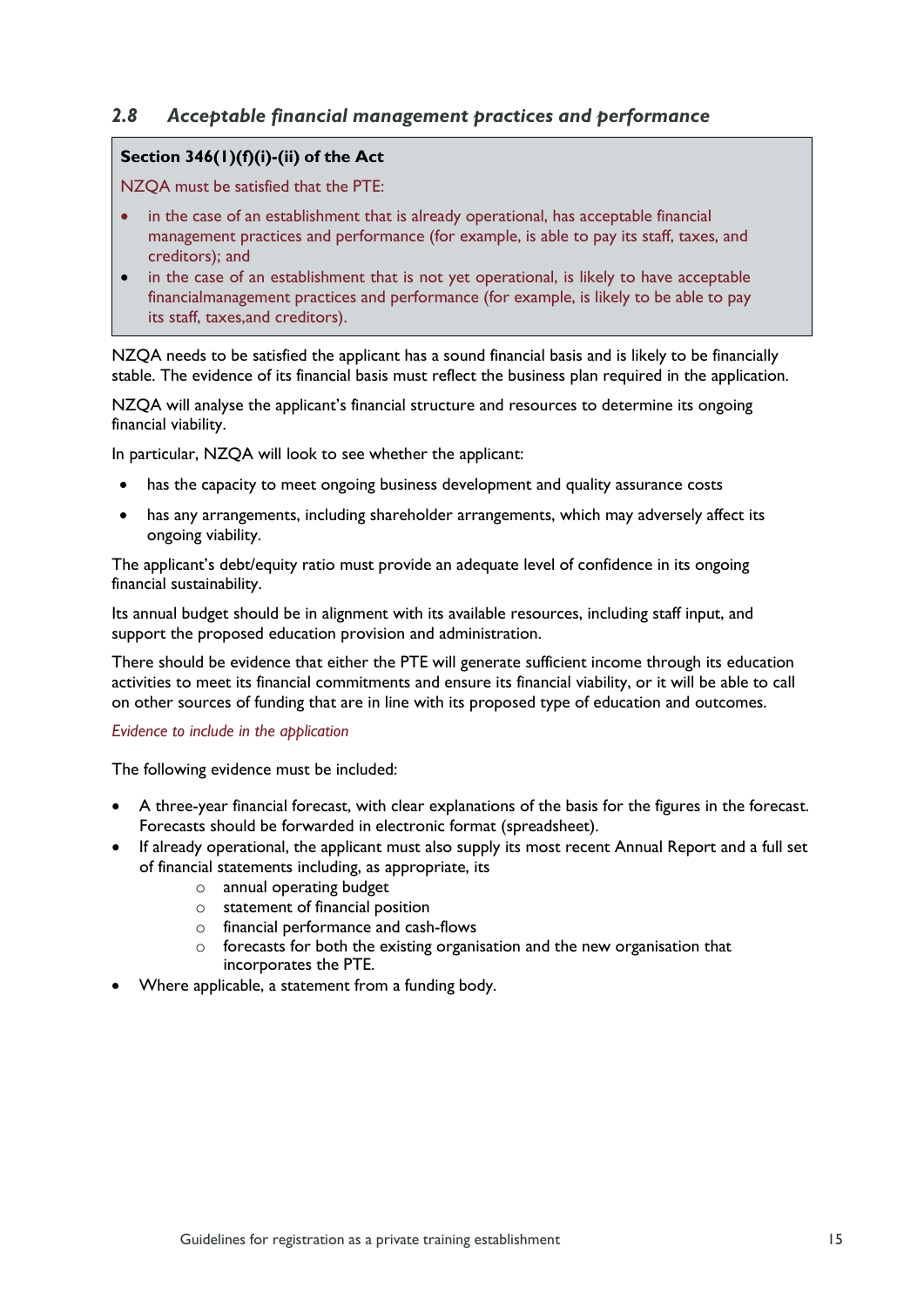## *2.8 Acceptable financial management practices and performance*

> **Section 346(1)(f)(i)-(ii) of the Act**
>
> NZQA must be satisfied that the PTE:
>
> - in the case of an establishment that is already operational, has acceptable financial management practices and performance (for example, is able to pay its staff, taxes, and creditors); and
> - in the case of an establishment that is not yet operational, is likely to have acceptable financialmanagement practices and performance (for example, is likely to be able to pay its staff, taxes,and creditors).

NZQA needs to be satisfied the applicant has a sound financial basis and is likely to be financially stable. The evidence of its financial basis must reflect the business plan required in the application.

NZQA will analyse the applicant's financial structure and resources to determine its ongoing financial viability.

In particular, NZQA will look to see whether the applicant:

- has the capacity to meet ongoing business development and quality assurance costs
- has any arrangements, including shareholder arrangements, which may adversely affect its ongoing viability.

The applicant's debt/equity ratio must provide an adequate level of confidence in its ongoing financial sustainability.

Its annual budget should be in alignment with its available resources, including staff input, and support the proposed education provision and administration.

There should be evidence that either the PTE will generate sufficient income through its education activities to meet its financial commitments and ensure its financial viability, or it will be able to call on other sources of funding that are in line with its proposed type of education and outcomes.

*Evidence to include in the application*

The following evidence must be included:

- A three-year financial forecast, with clear explanations of the basis for the figures in the forecast. Forecasts should be forwarded in electronic format (spreadsheet).
- If already operational, the applicant must also supply its most recent Annual Report and a full set of financial statements including, as appropriate, its
  - annual operating budget
  - statement of financial position
  - financial performance and cash-flows
  - forecasts for both the existing organisation and the new organisation that incorporates the PTE.
- Where applicable, a statement from a funding body.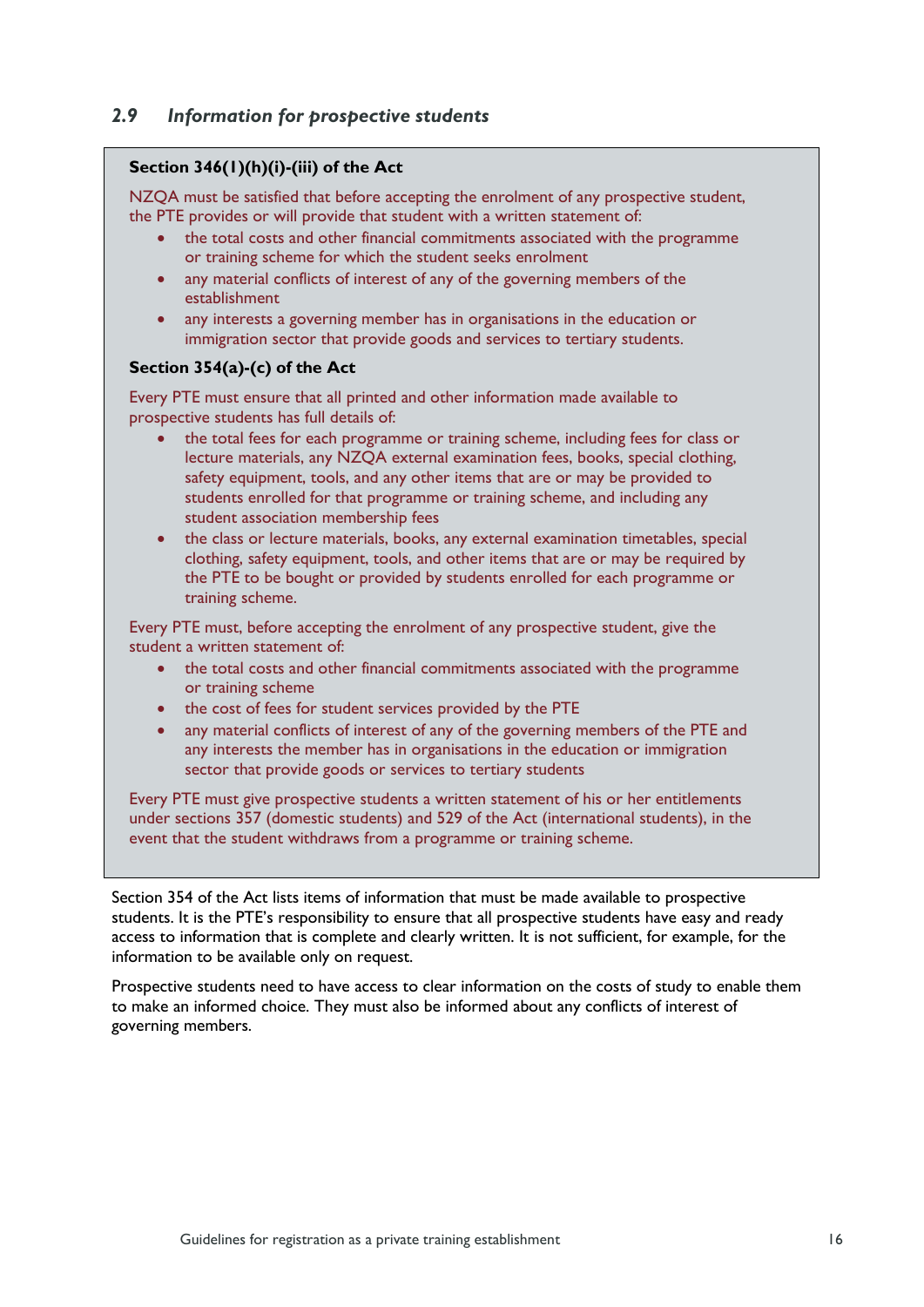## *2.9 Information for prospective students*

**Section 346(1)(h)(i)-(iii) of the Act**

NZQA must be satisfied that before accepting the enrolment of any prospective student, the PTE provides or will provide that student with a written statement of:

- the total costs and other financial commitments associated with the programme or training scheme for which the student seeks enrolment
- any material conflicts of interest of any of the governing members of the establishment
- any interests a governing member has in organisations in the education or immigration sector that provide goods and services to tertiary students.

**Section 354(a)-(c) of the Act**

Every PTE must ensure that all printed and other information made available to prospective students has full details of:

- the total fees for each programme or training scheme, including fees for class or lecture materials, any NZQA external examination fees, books, special clothing, safety equipment, tools, and any other items that are or may be provided to students enrolled for that programme or training scheme, and including any student association membership fees
- the class or lecture materials, books, any external examination timetables, special clothing, safety equipment, tools, and other items that are or may be required by the PTE to be bought or provided by students enrolled for each programme or training scheme.

Every PTE must, before accepting the enrolment of any prospective student, give the student a written statement of:

- the total costs and other financial commitments associated with the programme or training scheme
- the cost of fees for student services provided by the PTE
- any material conflicts of interest of any of the governing members of the PTE and any interests the member has in organisations in the education or immigration sector that provide goods or services to tertiary students

Every PTE must give prospective students a written statement of his or her entitlements under sections 357 (domestic students) and 529 of the Act (international students), in the event that the student withdraws from a programme or training scheme.

Section 354 of the Act lists items of information that must be made available to prospective students. It is the PTE's responsibility to ensure that all prospective students have easy and ready access to information that is complete and clearly written. It is not sufficient, for example, for the information to be available only on request.

Prospective students need to have access to clear information on the costs of study to enable them to make an informed choice. They must also be informed about any conflicts of interest of governing members.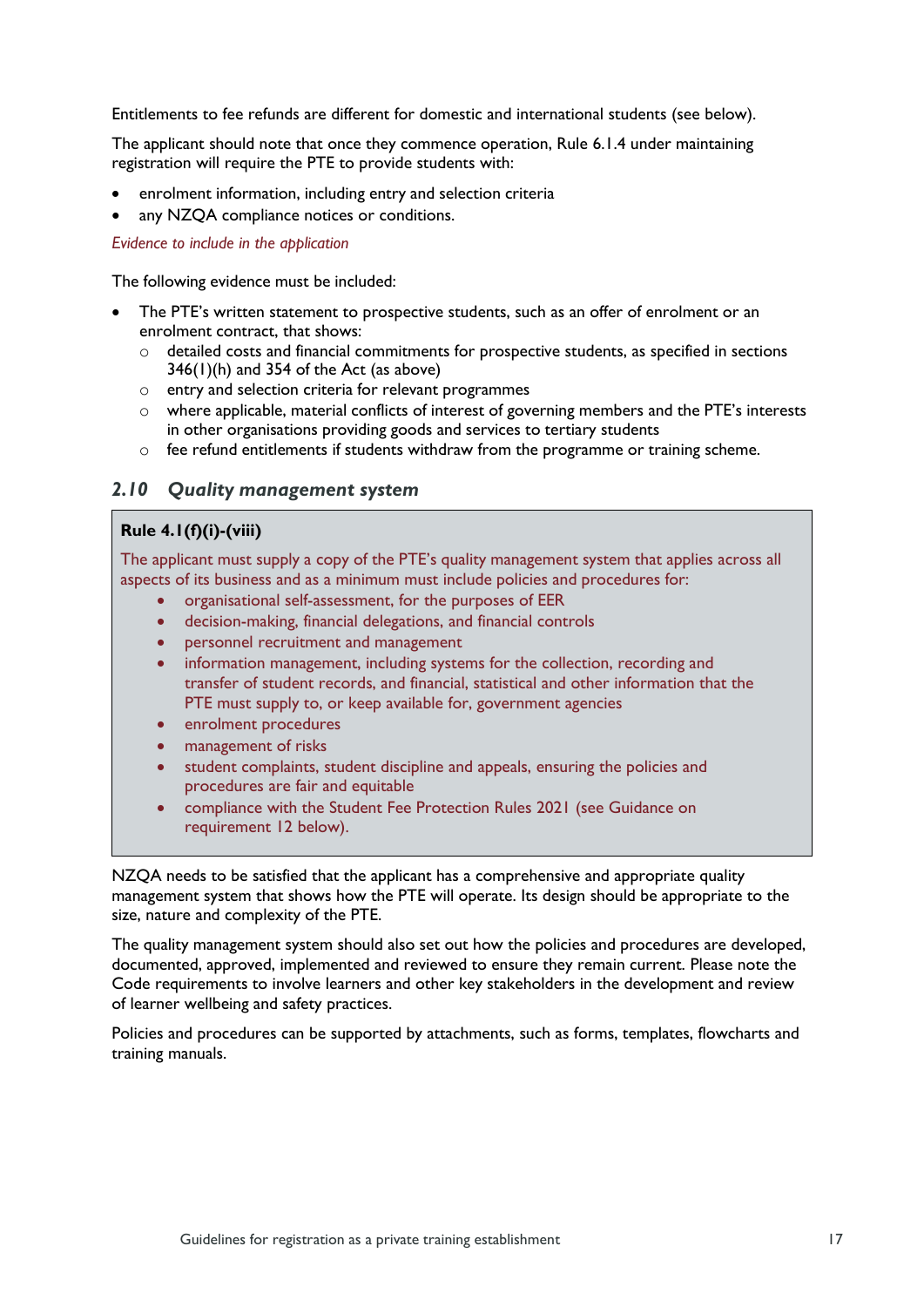Entitlements to fee refunds are different for domestic and international students (see below).

The applicant should note that once they commence operation, Rule 6.1.4 under maintaining registration will require the PTE to provide students with:

- enrolment information, including entry and selection criteria
- any NZQA compliance notices or conditions.

*Evidence to include in the application*

The following evidence must be included:

- The PTE's written statement to prospective students, such as an offer of enrolment or an enrolment contract, that shows:
  - detailed costs and financial commitments for prospective students, as specified in sections 346(1)(h) and 354 of the Act (as above)
  - entry and selection criteria for relevant programmes
  - where applicable, material conflicts of interest of governing members and the PTE's interests in other organisations providing goods and services to tertiary students
  - fee refund entitlements if students withdraw from the programme or training scheme.

## 2.10 *Quality management system*

**Rule 4.1(f)(i)-(viii)**

The applicant must supply a copy of the PTE's quality management system that applies across all aspects of its business and as a minimum must include policies and procedures for:

- organisational self-assessment, for the purposes of EER
- decision-making, financial delegations, and financial controls
- personnel recruitment and management
- information management, including systems for the collection, recording and transfer of student records, and financial, statistical and other information that the PTE must supply to, or keep available for, government agencies
- enrolment procedures
- management of risks
- student complaints, student discipline and appeals, ensuring the policies and procedures are fair and equitable
- compliance with the Student Fee Protection Rules 2021 (see Guidance on requirement 12 below).

NZQA needs to be satisfied that the applicant has a comprehensive and appropriate quality management system that shows how the PTE will operate. Its design should be appropriate to the size, nature and complexity of the PTE.

The quality management system should also set out how the policies and procedures are developed, documented, approved, implemented and reviewed to ensure they remain current. Please note the Code requirements to involve learners and other key stakeholders in the development and review of learner wellbeing and safety practices.

Policies and procedures can be supported by attachments, such as forms, templates, flowcharts and training manuals.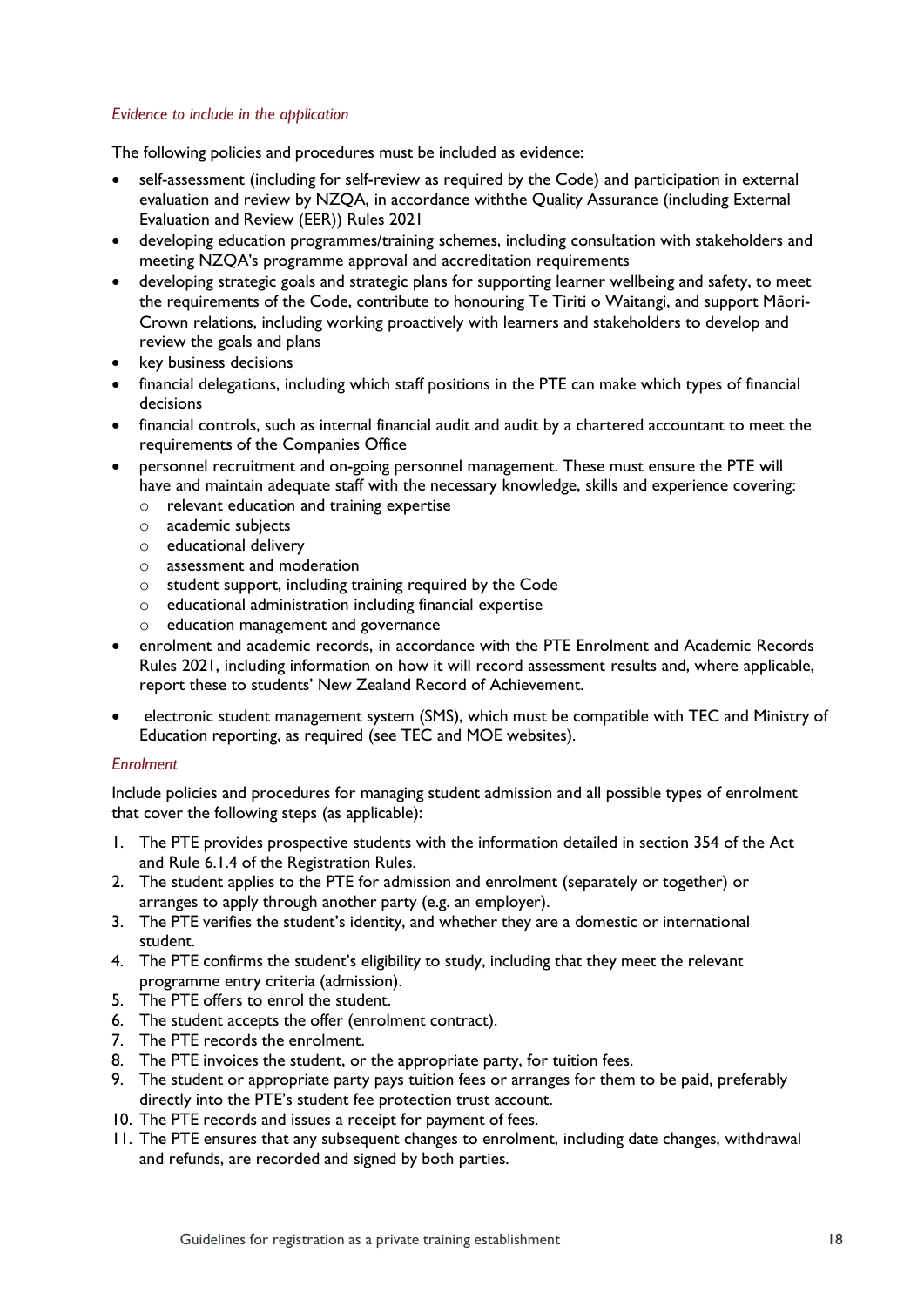*Evidence to include in the application*

The following policies and procedures must be included as evidence:

- self-assessment (including for self-review as required by the Code) and participation in external evaluation and review by NZQA, in accordance withthe Quality Assurance (including External Evaluation and Review (EER)) Rules 2021
- developing education programmes/training schemes, including consultation with stakeholders and meeting NZQA's programme approval and accreditation requirements
- developing strategic goals and strategic plans for supporting learner wellbeing and safety, to meet the requirements of the Code, contribute to honouring Te Tiriti o Waitangi, and support Māori-Crown relations, including working proactively with learners and stakeholders to develop and review the goals and plans
- key business decisions
- financial delegations, including which staff positions in the PTE can make which types of financial decisions
- financial controls, such as internal financial audit and audit by a chartered accountant to meet the requirements of the Companies Office
- personnel recruitment and on-going personnel management. These must ensure the PTE will have and maintain adequate staff with the necessary knowledge, skills and experience covering:
  - relevant education and training expertise
  - academic subjects
  - educational delivery
  - assessment and moderation
  - student support, including training required by the Code
  - educational administration including financial expertise
  - education management and governance
- enrolment and academic records, in accordance with the PTE Enrolment and Academic Records Rules 2021, including information on how it will record assessment results and, where applicable, report these to students' New Zealand Record of Achievement.
- electronic student management system (SMS), which must be compatible with TEC and Ministry of Education reporting, as required (see TEC and MOE websites).

*Enrolment*

Include policies and procedures for managing student admission and all possible types of enrolment that cover the following steps (as applicable):

1. The PTE provides prospective students with the information detailed in section 354 of the Act and Rule 6.1.4 of the Registration Rules.
2. The student applies to the PTE for admission and enrolment (separately or together) or arranges to apply through another party (e.g. an employer).
3. The PTE verifies the student's identity, and whether they are a domestic or international student.
4. The PTE confirms the student's eligibility to study, including that they meet the relevant programme entry criteria (admission).
5. The PTE offers to enrol the student.
6. The student accepts the offer (enrolment contract).
7. The PTE records the enrolment.
8. The PTE invoices the student, or the appropriate party, for tuition fees.
9. The student or appropriate party pays tuition fees or arranges for them to be paid, preferably directly into the PTE's student fee protection trust account.
10. The PTE records and issues a receipt for payment of fees.
11. The PTE ensures that any subsequent changes to enrolment, including date changes, withdrawal and refunds, are recorded and signed by both parties.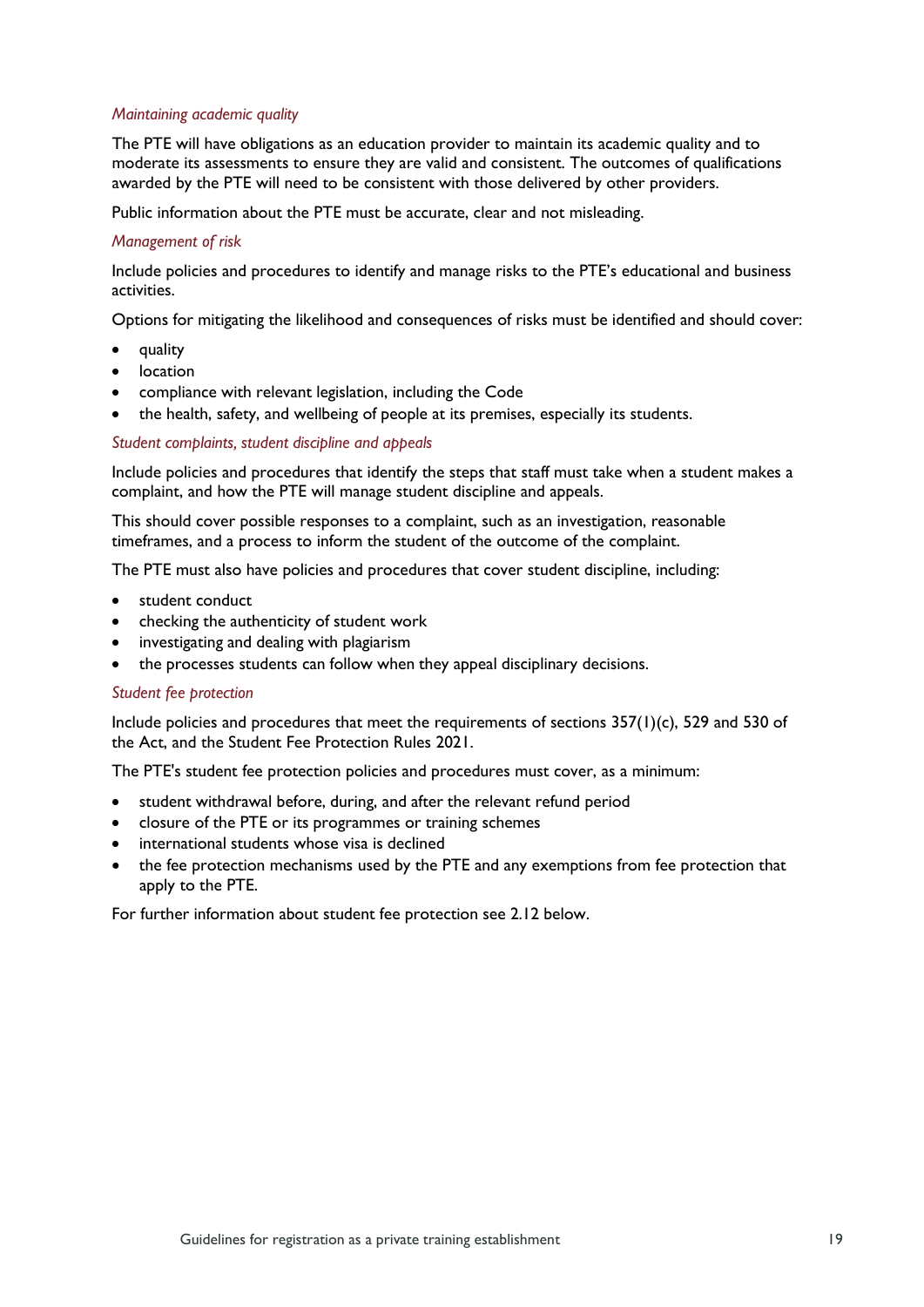*Maintaining academic quality*

The PTE will have obligations as an education provider to maintain its academic quality and to moderate its assessments to ensure they are valid and consistent. The outcomes of qualifications awarded by the PTE will need to be consistent with those delivered by other providers.

Public information about the PTE must be accurate, clear and not misleading.

*Management of risk*

Include policies and procedures to identify and manage risks to the PTE's educational and business activities.

Options for mitigating the likelihood and consequences of risks must be identified and should cover:

- quality
- location
- compliance with relevant legislation, including the Code
- the health, safety, and wellbeing of people at its premises, especially its students.

*Student complaints, student discipline and appeals*

Include policies and procedures that identify the steps that staff must take when a student makes a complaint, and how the PTE will manage student discipline and appeals.

This should cover possible responses to a complaint, such as an investigation, reasonable timeframes, and a process to inform the student of the outcome of the complaint.

The PTE must also have policies and procedures that cover student discipline, including:

- student conduct
- checking the authenticity of student work
- investigating and dealing with plagiarism
- the processes students can follow when they appeal disciplinary decisions.

*Student fee protection*

Include policies and procedures that meet the requirements of sections 357(1)(c), 529 and 530 of the Act, and the Student Fee Protection Rules 2021.

The PTE's student fee protection policies and procedures must cover, as a minimum:

- student withdrawal before, during, and after the relevant refund period
- closure of the PTE or its programmes or training schemes
- international students whose visa is declined
- the fee protection mechanisms used by the PTE and any exemptions from fee protection that apply to the PTE.

For further information about student fee protection see 2.12 below.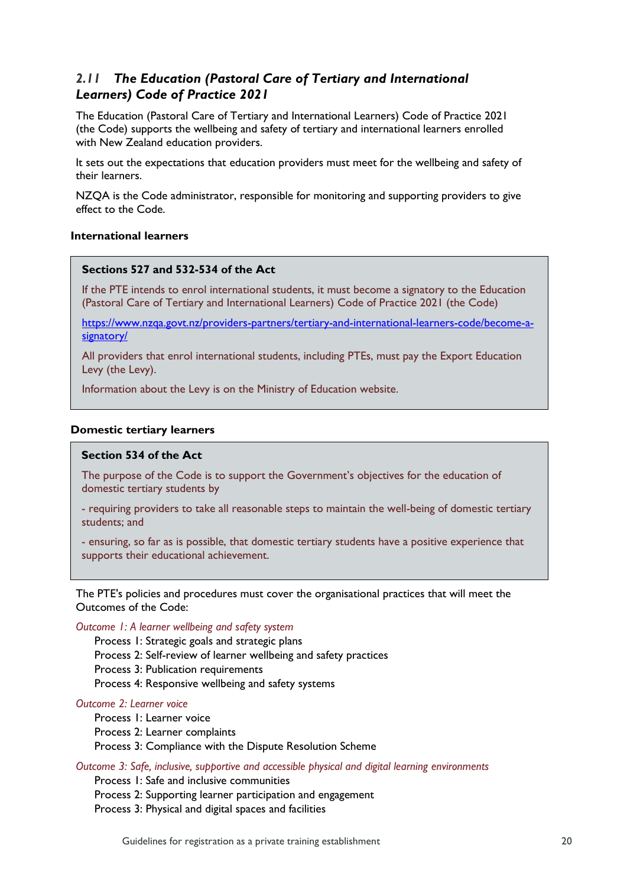## *2.11 The Education (Pastoral Care of Tertiary and International Learners) Code of Practice 2021*

The Education (Pastoral Care of Tertiary and International Learners) Code of Practice 2021 (the Code) supports the wellbeing and safety of tertiary and international learners enrolled with New Zealand education providers.

It sets out the expectations that education providers must meet for the wellbeing and safety of their learners.

NZQA is the Code administrator, responsible for monitoring and supporting providers to give effect to the Code.

**International learners**

> **Sections 527 and 532-534 of the Act**
>
> If the PTE intends to enrol international students, it must become a signatory to the Education (Pastoral Care of Tertiary and International Learners) Code of Practice 2021 (the Code)
>
> https://www.nzqa.govt.nz/providers-partners/tertiary-and-international-learners-code/become-a-signatory/
>
> All providers that enrol international students, including PTEs, must pay the Export Education Levy (the Levy).
>
> Information about the Levy is on the Ministry of Education website.

**Domestic tertiary learners**

> **Section 534 of the Act**
>
> The purpose of the Code is to support the Government's objectives for the education of domestic tertiary students by
>
> - requiring providers to take all reasonable steps to maintain the well-being of domestic tertiary students; and
>
> - ensuring, so far as is possible, that domestic tertiary students have a positive experience that supports their educational achievement.

The PTE's policies and procedures must cover the organisational practices that will meet the Outcomes of the Code:

*Outcome 1: A learner wellbeing and safety system*

- Process 1: Strategic goals and strategic plans
- Process 2: Self-review of learner wellbeing and safety practices
- Process 3: Publication requirements
- Process 4: Responsive wellbeing and safety systems

*Outcome 2: Learner voice*

- Process 1: Learner voice
- Process 2: Learner complaints
- Process 3: Compliance with the Dispute Resolution Scheme

*Outcome 3: Safe, inclusive, supportive and accessible physical and digital learning environments*

- Process 1: Safe and inclusive communities
- Process 2: Supporting learner participation and engagement
- Process 3: Physical and digital spaces and facilities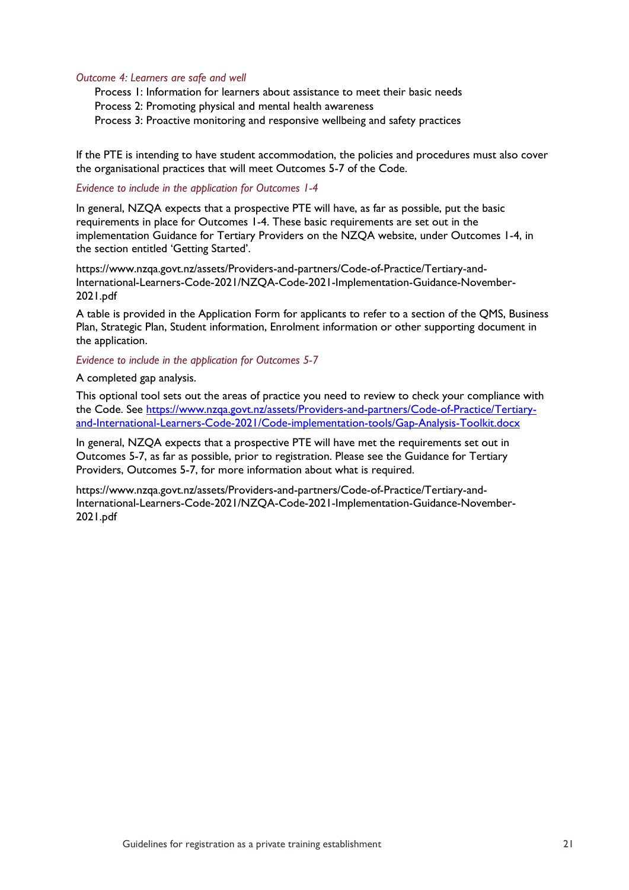*Outcome 4: Learners are safe and well*

- Process 1: Information for learners about assistance to meet their basic needs
- Process 2: Promoting physical and mental health awareness
- Process 3: Proactive monitoring and responsive wellbeing and safety practices

If the PTE is intending to have student accommodation, the policies and procedures must also cover the organisational practices that will meet Outcomes 5-7 of the Code.

*Evidence to include in the application for Outcomes 1-4*

In general, NZQA expects that a prospective PTE will have, as far as possible, put the basic requirements in place for Outcomes 1-4. These basic requirements are set out in the implementation Guidance for Tertiary Providers on the NZQA website, under Outcomes 1-4, in the section entitled 'Getting Started'.

https://www.nzqa.govt.nz/assets/Providers-and-partners/Code-of-Practice/Tertiary-and-International-Learners-Code-2021/NZQA-Code-2021-Implementation-Guidance-November-2021.pdf

A table is provided in the Application Form for applicants to refer to a section of the QMS, Business Plan, Strategic Plan, Student information, Enrolment information or other supporting document in the application.

*Evidence to include in the application for Outcomes 5-7*

A completed gap analysis.

This optional tool sets out the areas of practice you need to review to check your compliance with the Code. See [https://www.nzqa.govt.nz/assets/Providers-and-partners/Code-of-Practice/Tertiary-and-International-Learners-Code-2021/Code-implementation-tools/Gap-Analysis-Toolkit.docx](https://www.nzqa.govt.nz/assets/Providers-and-partners/Code-of-Practice/Tertiary-and-International-Learners-Code-2021/Code-implementation-tools/Gap-Analysis-Toolkit.docx)

In general, NZQA expects that a prospective PTE will have met the requirements set out in Outcomes 5-7, as far as possible, prior to registration. Please see the Guidance for Tertiary Providers, Outcomes 5-7, for more information about what is required.

https://www.nzqa.govt.nz/assets/Providers-and-partners/Code-of-Practice/Tertiary-and-International-Learners-Code-2021/NZQA-Code-2021-Implementation-Guidance-November-2021.pdf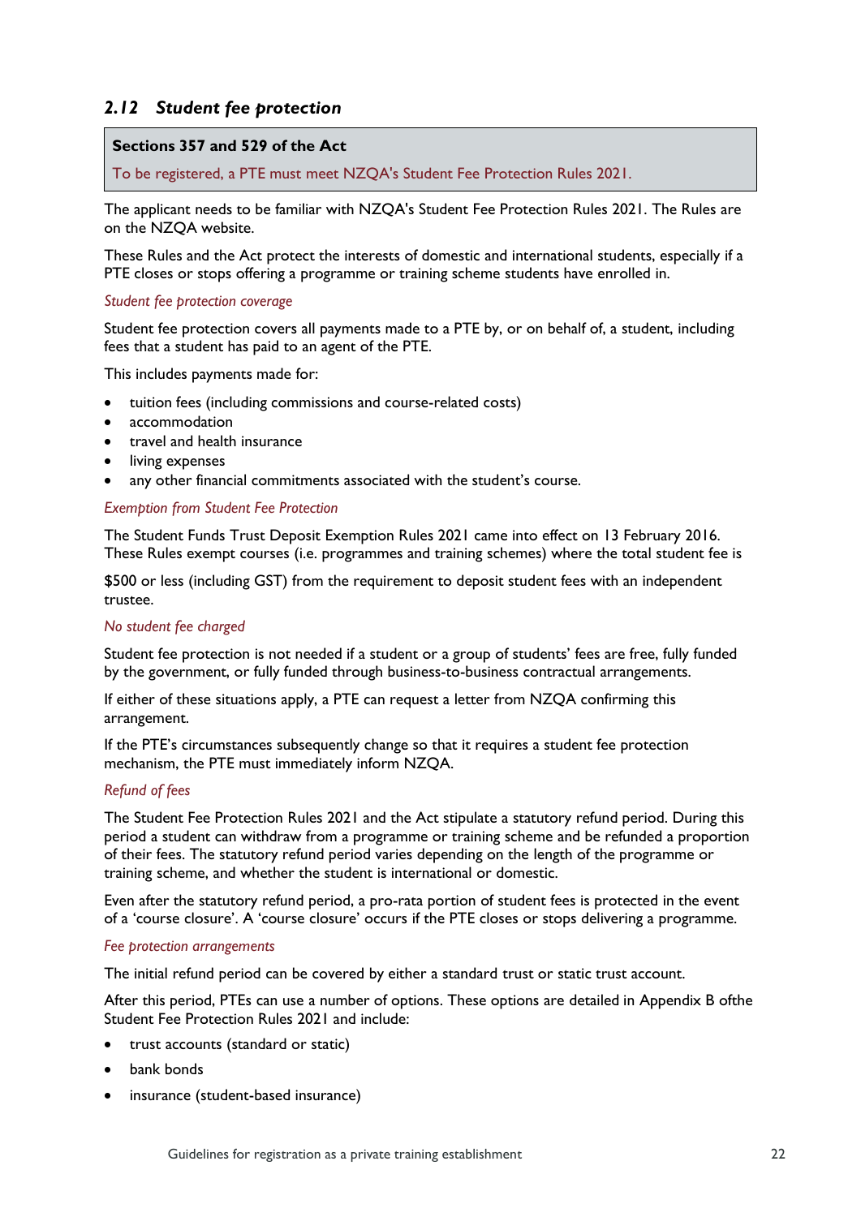## *2.12 Student fee protection*

> **Sections 357 and 529 of the Act**
>
> To be registered, a PTE must meet NZQA's Student Fee Protection Rules 2021.

The applicant needs to be familiar with NZQA's Student Fee Protection Rules 2021. The Rules are on the NZQA website.

These Rules and the Act protect the interests of domestic and international students, especially if a PTE closes or stops offering a programme or training scheme students have enrolled in.

*Student fee protection coverage*

Student fee protection covers all payments made to a PTE by, or on behalf of, a student, including fees that a student has paid to an agent of the PTE.

This includes payments made for:

- tuition fees (including commissions and course-related costs)
- accommodation
- travel and health insurance
- living expenses
- any other financial commitments associated with the student's course.

*Exemption from Student Fee Protection*

The Student Funds Trust Deposit Exemption Rules 2021 came into effect on 13 February 2016. These Rules exempt courses (i.e. programmes and training schemes) where the total student fee is

$500 or less (including GST) from the requirement to deposit student fees with an independent trustee.

*No student fee charged*

Student fee protection is not needed if a student or a group of students' fees are free, fully funded by the government, or fully funded through business-to-business contractual arrangements.

If either of these situations apply, a PTE can request a letter from NZQA confirming this arrangement.

If the PTE's circumstances subsequently change so that it requires a student fee protection mechanism, the PTE must immediately inform NZQA.

*Refund of fees*

The Student Fee Protection Rules 2021 and the Act stipulate a statutory refund period. During this period a student can withdraw from a programme or training scheme and be refunded a proportion of their fees. The statutory refund period varies depending on the length of the programme or training scheme, and whether the student is international or domestic.

Even after the statutory refund period, a pro-rata portion of student fees is protected in the event of a 'course closure'. A 'course closure' occurs if the PTE closes or stops delivering a programme.

*Fee protection arrangements*

The initial refund period can be covered by either a standard trust or static trust account.

After this period, PTEs can use a number of options. These options are detailed in Appendix B ofthe Student Fee Protection Rules 2021 and include:

- trust accounts (standard or static)
- bank bonds
- insurance (student-based insurance)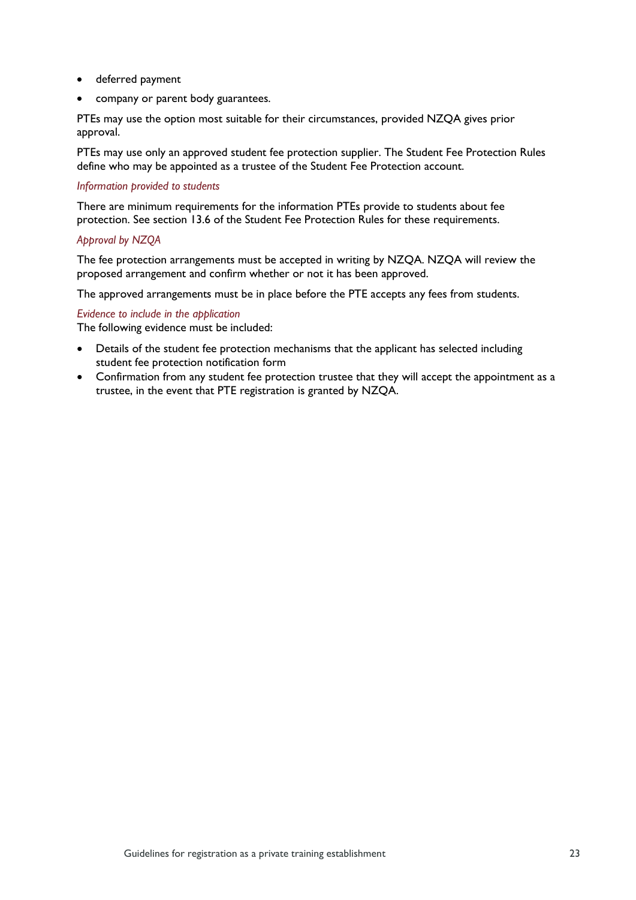- deferred payment
- company or parent body guarantees.

PTEs may use the option most suitable for their circumstances, provided NZQA gives prior approval.

PTEs may use only an approved student fee protection supplier. The Student Fee Protection Rules define who may be appointed as a trustee of the Student Fee Protection account.

*Information provided to students*

There are minimum requirements for the information PTEs provide to students about fee protection. See section 13.6 of the Student Fee Protection Rules for these requirements.

*Approval by NZQA*

The fee protection arrangements must be accepted in writing by NZQA. NZQA will review the proposed arrangement and confirm whether or not it has been approved.

The approved arrangements must be in place before the PTE accepts any fees from students.

*Evidence to include in the application*

The following evidence must be included:

- Details of the student fee protection mechanisms that the applicant has selected including student fee protection notification form
- Confirmation from any student fee protection trustee that they will accept the appointment as a trustee, in the event that PTE registration is granted by NZQA.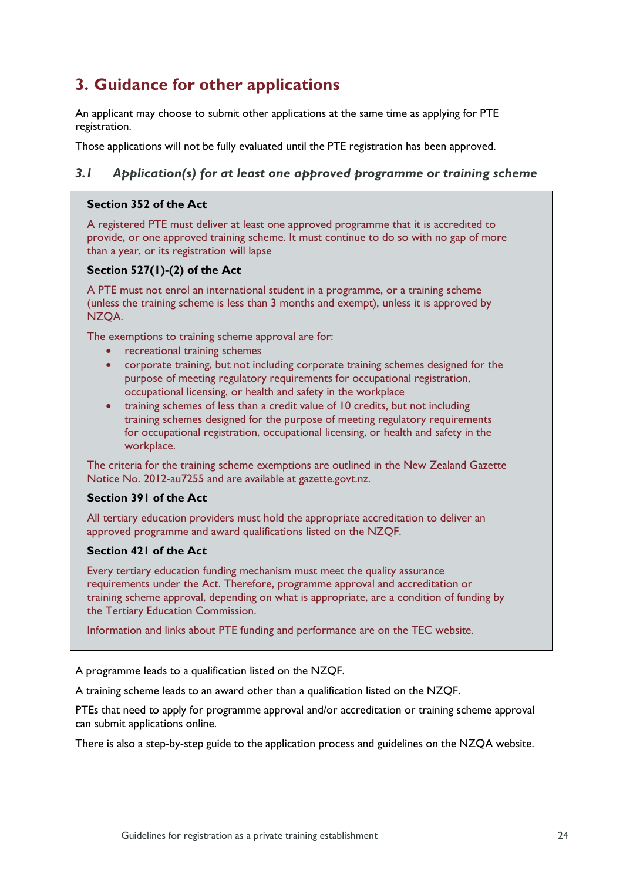## 3. Guidance for other applications

An applicant may choose to submit other applications at the same time as applying for PTE registration.

Those applications will not be fully evaluated until the PTE registration has been approved.

### *3.1 Application(s) for at least one approved programme or training scheme*

**Section 352 of the Act**

A registered PTE must deliver at least one approved programme that it is accredited to provide, or one approved training scheme. It must continue to do so with no gap of more than a year, or its registration will lapse

**Section 527(1)-(2) of the Act**

A PTE must not enrol an international student in a programme, or a training scheme (unless the training scheme is less than 3 months and exempt), unless it is approved by NZQA.

The exemptions to training scheme approval are for:

- recreational training schemes
- corporate training, but not including corporate training schemes designed for the purpose of meeting regulatory requirements for occupational registration, occupational licensing, or health and safety in the workplace
- training schemes of less than a credit value of 10 credits, but not including training schemes designed for the purpose of meeting regulatory requirements for occupational registration, occupational licensing, or health and safety in the workplace.

The criteria for the training scheme exemptions are outlined in the New Zealand Gazette Notice No. 2012-au7255 and are available at gazette.govt.nz.

**Section 391 of the Act**

All tertiary education providers must hold the appropriate accreditation to deliver an approved programme and award qualifications listed on the NZQF.

**Section 421 of the Act**

Every tertiary education funding mechanism must meet the quality assurance requirements under the Act. Therefore, programme approval and accreditation or training scheme approval, depending on what is appropriate, are a condition of funding by the Tertiary Education Commission.

Information and links about PTE funding and performance are on the TEC website.

A programme leads to a qualification listed on the NZQF.

A training scheme leads to an award other than a qualification listed on the NZQF.

PTEs that need to apply for programme approval and/or accreditation or training scheme approval can submit applications online.

There is also a step-by-step guide to the application process and guidelines on the NZQA website.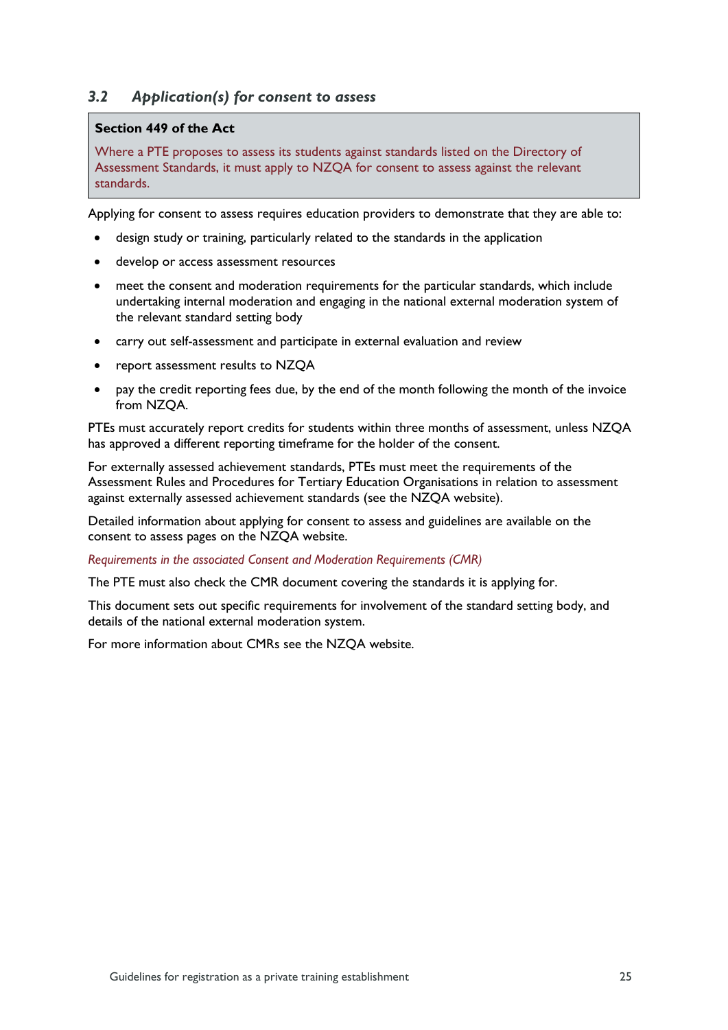### 3.2 *Application(s) for consent to assess*

**Section 449 of the Act**

Where a PTE proposes to assess its students against standards listed on the Directory of Assessment Standards, it must apply to NZQA for consent to assess against the relevant standards.

Applying for consent to assess requires education providers to demonstrate that they are able to:

- design study or training, particularly related to the standards in the application
- develop or access assessment resources
- meet the consent and moderation requirements for the particular standards, which include undertaking internal moderation and engaging in the national external moderation system of the relevant standard setting body
- carry out self-assessment and participate in external evaluation and review
- report assessment results to NZQA
- pay the credit reporting fees due, by the end of the month following the month of the invoice from NZQA.

PTEs must accurately report credits for students within three months of assessment, unless NZQA has approved a different reporting timeframe for the holder of the consent.

For externally assessed achievement standards, PTEs must meet the requirements of the Assessment Rules and Procedures for Tertiary Education Organisations in relation to assessment against externally assessed achievement standards (see the NZQA website).

Detailed information about applying for consent to assess and guidelines are available on the consent to assess pages on the NZQA website.

*Requirements in the associated Consent and Moderation Requirements (CMR)*

The PTE must also check the CMR document covering the standards it is applying for.

This document sets out specific requirements for involvement of the standard setting body, and details of the national external moderation system.

For more information about CMRs see the NZQA website.